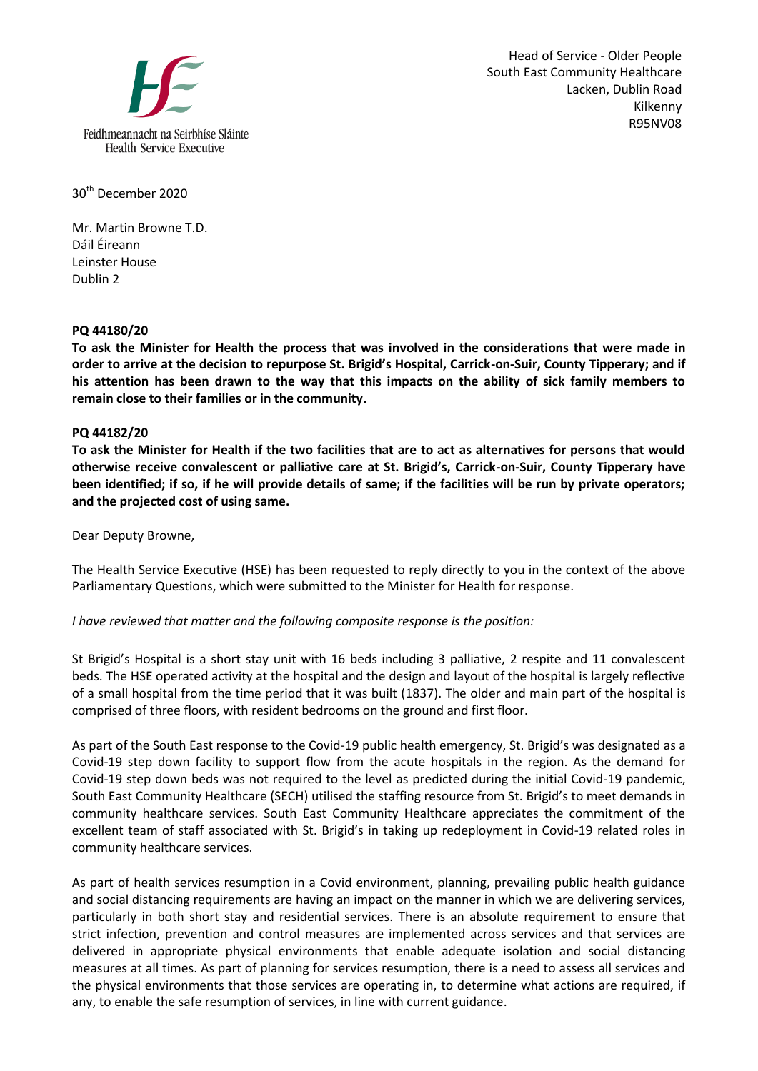Feidhmeannacht na Seirbhíse Sláinte
Health Service Executive

Head of Service - Older People
South East Community Healthcare
Lacken, Dublin Road
Kilkenny
R95NV08

30th December 2020

Mr. Martin Browne T.D.
Dáil Éireann
Leinster House
Dublin 2

**PQ 44180/20**
**To ask the Minister for Health the process that was involved in the considerations that were made in order to arrive at the decision to repurpose St. Brigid's Hospital, Carrick-on-Suir, County Tipperary; and if his attention has been drawn to the way that this impacts on the ability of sick family members to remain close to their families or in the community.**

**PQ 44182/20**
**To ask the Minister for Health if the two facilities that are to act as alternatives for persons that would otherwise receive convalescent or palliative care at St. Brigid's, Carrick-on-Suir, County Tipperary have been identified; if so, if he will provide details of same; if the facilities will be run by private operators; and the projected cost of using same.**

Dear Deputy Browne,

The Health Service Executive (HSE) has been requested to reply directly to you in the context of the above Parliamentary Questions, which were submitted to the Minister for Health for response.

*I have reviewed that matter and the following composite response is the position:*

St Brigid's Hospital is a short stay unit with 16 beds including 3 palliative, 2 respite and 11 convalescent beds. The HSE operated activity at the hospital and the design and layout of the hospital is largely reflective of a small hospital from the time period that it was built (1837). The older and main part of the hospital is comprised of three floors, with resident bedrooms on the ground and first floor.

As part of the South East response to the Covid-19 public health emergency, St. Brigid's was designated as a Covid-19 step down facility to support flow from the acute hospitals in the region. As the demand for Covid-19 step down beds was not required to the level as predicted during the initial Covid-19 pandemic, South East Community Healthcare (SECH) utilised the staffing resource from St. Brigid's to meet demands in community healthcare services. South East Community Healthcare appreciates the commitment of the excellent team of staff associated with St. Brigid's in taking up redeployment in Covid-19 related roles in community healthcare services.

As part of health services resumption in a Covid environment, planning, prevailing public health guidance and social distancing requirements are having an impact on the manner in which we are delivering services, particularly in both short stay and residential services. There is an absolute requirement to ensure that strict infection, prevention and control measures are implemented across services and that services are delivered in appropriate physical environments that enable adequate isolation and social distancing measures at all times. As part of planning for services resumption, there is a need to assess all services and the physical environments that those services are operating in, to determine what actions are required, if any, to enable the safe resumption of services, in line with current guidance.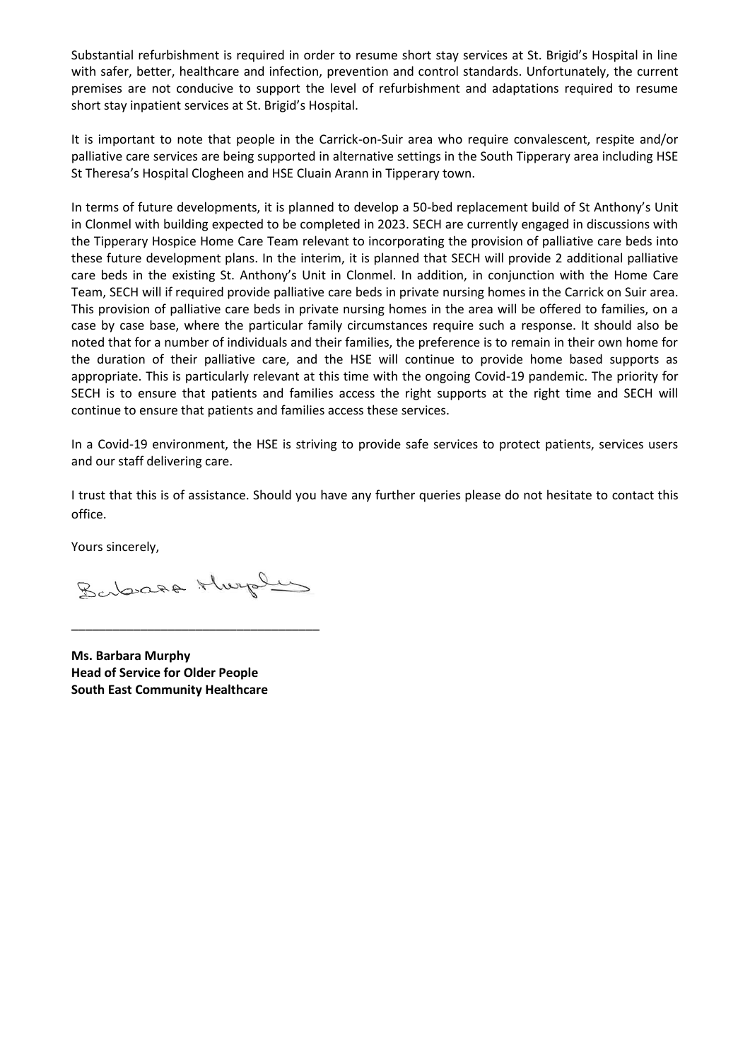Substantial refurbishment is required in order to resume short stay services at St. Brigid's Hospital in line with safer, better, healthcare and infection, prevention and control standards. Unfortunately, the current premises are not conducive to support the level of refurbishment and adaptations required to resume short stay inpatient services at St. Brigid's Hospital.

It is important to note that people in the Carrick-on-Suir area who require convalescent, respite and/or palliative care services are being supported in alternative settings in the South Tipperary area including HSE St Theresa's Hospital Clogheen and HSE Cluain Arann in Tipperary town.

In terms of future developments, it is planned to develop a 50-bed replacement build of St Anthony's Unit in Clonmel with building expected to be completed in 2023. SECH are currently engaged in discussions with the Tipperary Hospice Home Care Team relevant to incorporating the provision of palliative care beds into these future development plans. In the interim, it is planned that SECH will provide 2 additional palliative care beds in the existing St. Anthony's Unit in Clonmel. In addition, in conjunction with the Home Care Team, SECH will if required provide palliative care beds in private nursing homes in the Carrick on Suir area. This provision of palliative care beds in private nursing homes in the area will be offered to families, on a case by case base, where the particular family circumstances require such a response. It should also be noted that for a number of individuals and their families, the preference is to remain in their own home for the duration of their palliative care, and the HSE will continue to provide home based supports as appropriate. This is particularly relevant at this time with the ongoing Covid-19 pandemic. The priority for SECH is to ensure that patients and families access the right supports at the right time and SECH will continue to ensure that patients and families access these services.

In a Covid-19 environment, the HSE is striving to provide safe services to protect patients, services users and our staff delivering care.

I trust that this is of assistance. Should you have any further queries please do not hesitate to contact this office.

Yours sincerely,

Barbara Murphy

\_\_\_\_\_\_\_\_\_\_\_\_\_\_\_\_\_\_\_\_\_\_\_\_\_\_\_\_\_\_\_\_\_\_\_\_

**Ms. Barbara Murphy**
**Head of Service for Older People**
**South East Community Healthcare**